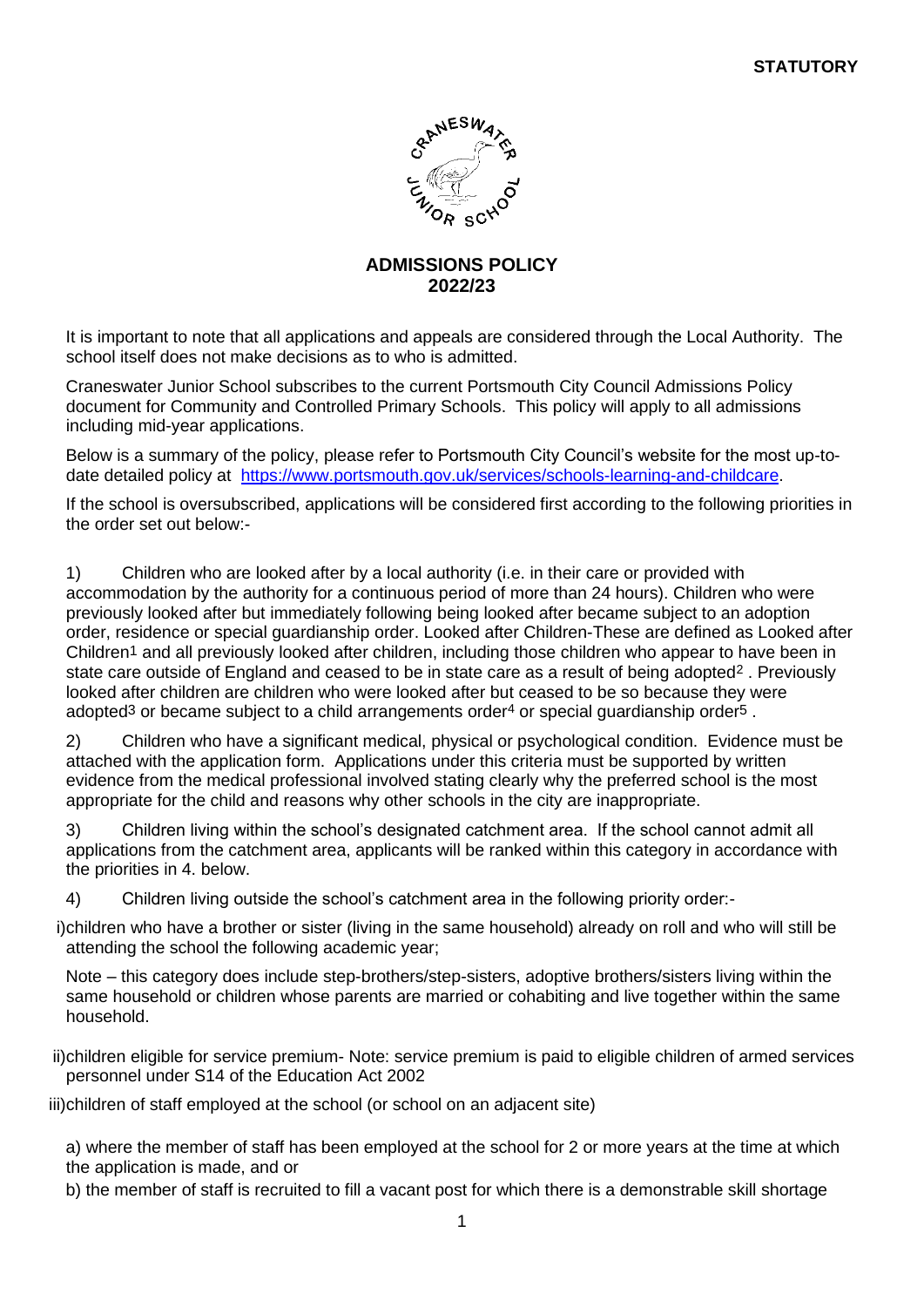**STATUTORY**

# ADMISSIONS POLICY
## 2022/23

It is important to note that all applications and appeals are considered through the Local Authority. The school itself does not make decisions as to who is admitted.

Craneswater Junior School subscribes to the current Portsmouth City Council Admissions Policy document for Community and Controlled Primary Schools. This policy will apply to all admissions including mid-year applications.

Below is a summary of the policy, please refer to Portsmouth City Council's website for the most up-to-date detailed policy at https://www.portsmouth.gov.uk/services/schools-learning-and-childcare.

If the school is oversubscribed, applications will be considered first according to the following priorities in the order set out below:-

1) Children who are looked after by a local authority (i.e. in their care or provided with accommodation by the authority for a continuous period of more than 24 hours). Children who were previously looked after but immediately following being looked after became subject to an adoption order, residence or special guardianship order. Looked after Children-These are defined as Looked after Children[1] and all previously looked after children, including those children who appear to have been in state care outside of England and ceased to be in state care as a result of being adopted[2]. Previously looked after children are children who were looked after but ceased to be so because they were adopted[3] or became subject to a child arrangements order[4] or special guardianship order[5].

2) Children who have a significant medical, physical or psychological condition. Evidence must be attached with the application form. Applications under this criteria must be supported by written evidence from the medical professional involved stating clearly why the preferred school is the most appropriate for the child and reasons why other schools in the city are inappropriate.

3) Children living within the school's designated catchment area. If the school cannot admit all applications from the catchment area, applicants will be ranked within this category in accordance with the priorities in 4. below.

4) Children living outside the school's catchment area in the following priority order:-

i) children who have a brother or sister (living in the same household) already on roll and who will still be attending the school the following academic year;

Note – this category does include step-brothers/step-sisters, adoptive brothers/sisters living within the same household or children whose parents are married or cohabiting and live together within the same household.

ii) children eligible for service premium- Note: service premium is paid to eligible children of armed services personnel under S14 of the Education Act 2002

iii) children of staff employed at the school (or school on an adjacent site)

a) where the member of staff has been employed at the school for 2 or more years at the time at which the application is made, and or

b) the member of staff is recruited to fill a vacant post for which there is a demonstrable skill shortage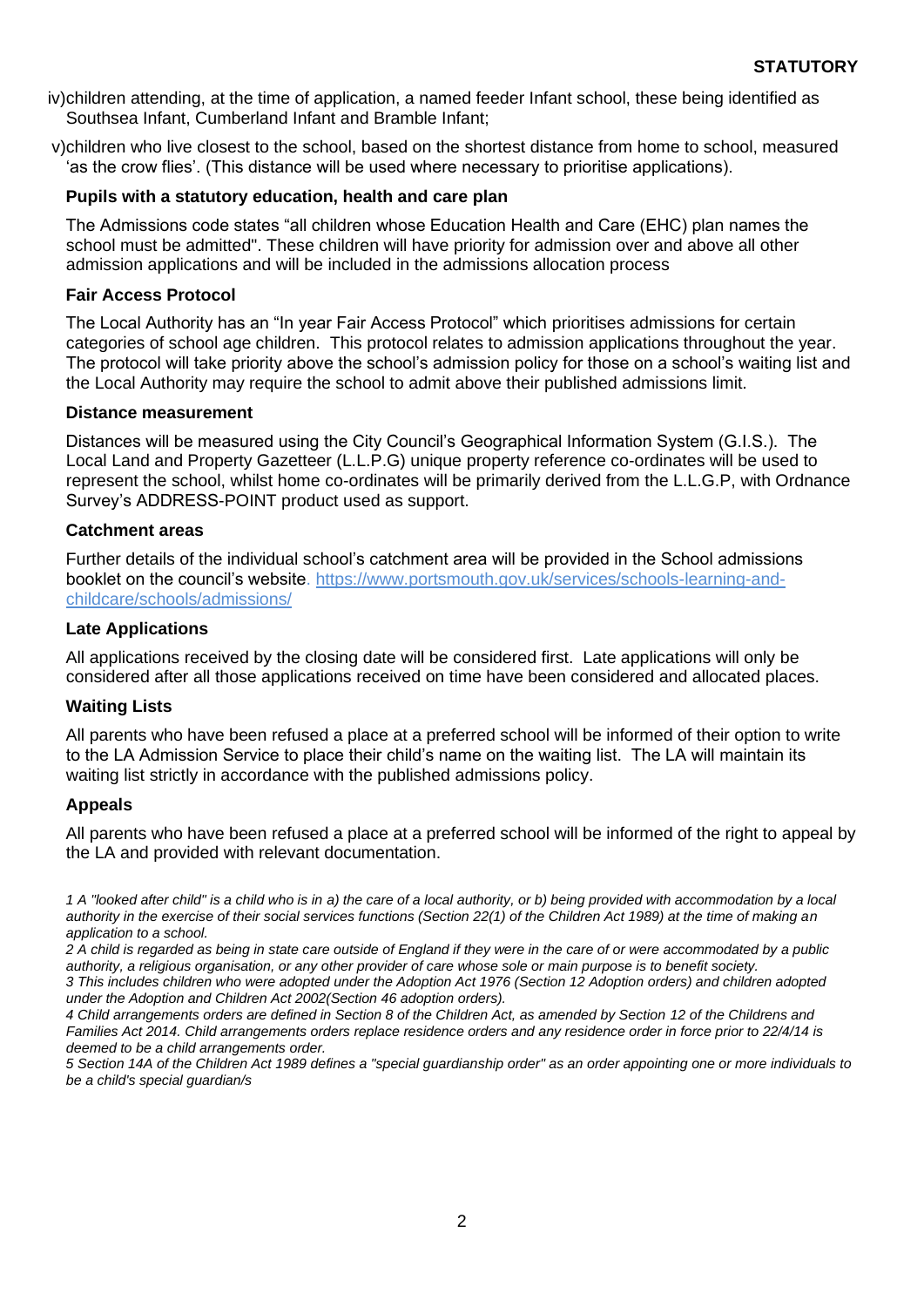**STATUTORY**

iv) children attending, at the time of application, a named feeder Infant school, these being identified as Southsea Infant, Cumberland Infant and Bramble Infant;

v) children who live closest to the school, based on the shortest distance from home to school, measured 'as the crow flies'. (This distance will be used where necessary to prioritise applications).

### Pupils with a statutory education, health and care plan

The Admissions code states "all children whose Education Health and Care (EHC) plan names the school must be admitted". These children will have priority for admission over and above all other admission applications and will be included in the admissions allocation process

### Fair Access Protocol

The Local Authority has an "In year Fair Access Protocol" which prioritises admissions for certain categories of school age children. This protocol relates to admission applications throughout the year. The protocol will take priority above the school's admission policy for those on a school's waiting list and the Local Authority may require the school to admit above their published admissions limit.

### Distance measurement

Distances will be measured using the City Council's Geographical Information System (G.I.S.). The Local Land and Property Gazetteer (L.L.P.G) unique property reference co-ordinates will be used to represent the school, whilst home co-ordinates will be primarily derived from the L.L.G.P, with Ordnance Survey's ADDRESS-POINT product used as support.

### Catchment areas

Further details of the individual school's catchment area will be provided in the School admissions booklet on the council's website. https://www.portsmouth.gov.uk/services/schools-learning-and-childcare/schools/admissions/

### Late Applications

All applications received by the closing date will be considered first. Late applications will only be considered after all those applications received on time have been considered and allocated places.

### Waiting Lists

All parents who have been refused a place at a preferred school will be informed of their option to write to the LA Admission Service to place their child's name on the waiting list. The LA will maintain its waiting list strictly in accordance with the published admissions policy.

### Appeals

All parents who have been refused a place at a preferred school will be informed of the right to appeal by the LA and provided with relevant documentation.

*1 A "looked after child" is a child who is in a) the care of a local authority, or b) being provided with accommodation by a local authority in the exercise of their social services functions (Section 22(1) of the Children Act 1989) at the time of making an application to a school.*

*2 A child is regarded as being in state care outside of England if they were in the care of or were accommodated by a public authority, a religious organisation, or any other provider of care whose sole or main purpose is to benefit society.*

*3 This includes children who were adopted under the Adoption Act 1976 (Section 12 Adoption orders) and children adopted under the Adoption and Children Act 2002(Section 46 adoption orders).*

*4 Child arrangements orders are defined in Section 8 of the Children Act, as amended by Section 12 of the Childrens and Families Act 2014. Child arrangements orders replace residence orders and any residence order in force prior to 22/4/14 is deemed to be a child arrangements order.*

*5 Section 14A of the Children Act 1989 defines a "special guardianship order" as an order appointing one or more individuals to be a child's special guardian/s*